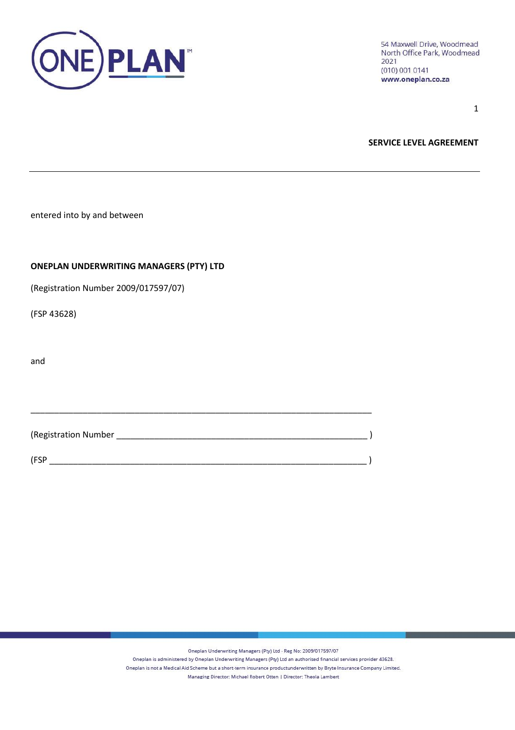54 Maxwell Drive, Woodmead
North Office Park, Woodmead
2021
(010) 001 0141
www.oneplan.co.za

**SERVICE LEVEL AGREEMENT**

---

entered into by and between

**ONEPLAN UNDERWRITING MANAGERS (PTY) LTD**

(Registration Number 2009/017597/07)

(FSP 43628)

and

________________________________________________________________________

(Registration Number ______________________________________________________ )

(FSP ____________________________________________________________________ )

Oneplan Underwriting Managers (Pty) Ltd - Reg No: 2009/017597/07
Oneplan is administered by Oneplan Underwriting Managers (Pty) Ltd an authorised financial services provider 43628.
Oneplan is not a Medical Aid Scheme but a short-term insurance productunderwritten by Bryte Insurance Company Limited.
Managing Director: Michael Robert Otten | Director: Theola Lambert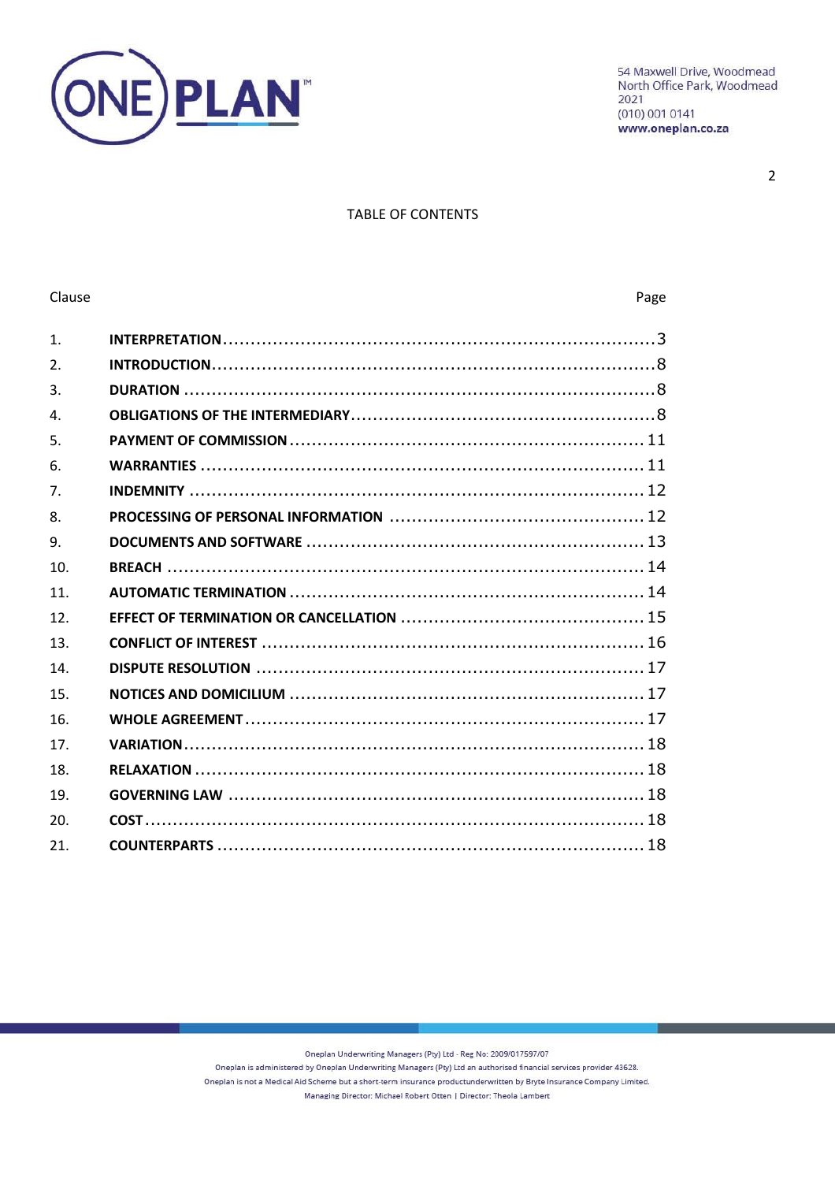TABLE OF CONTENTS

| Clause | | Page |
|---|---|---|
| 1. | **INTERPRETATION** | 3 |
| 2. | **INTRODUCTION** | 8 |
| 3. | **DURATION** | 8 |
| 4. | **OBLIGATIONS OF THE INTERMEDIARY** | 8 |
| 5. | **PAYMENT OF COMMISSION** | 11 |
| 6. | **WARRANTIES** | 11 |
| 7. | **INDEMNITY** | 12 |
| 8. | **PROCESSING OF PERSONAL INFORMATION** | 12 |
| 9. | **DOCUMENTS AND SOFTWARE** | 13 |
| 10. | **BREACH** | 14 |
| 11. | **AUTOMATIC TERMINATION** | 14 |
| 12. | **EFFECT OF TERMINATION OR CANCELLATION** | 15 |
| 13. | **CONFLICT OF INTEREST** | 16 |
| 14. | **DISPUTE RESOLUTION** | 17 |
| 15. | **NOTICES AND DOMICILIUM** | 17 |
| 16. | **WHOLE AGREEMENT** | 17 |
| 17. | **VARIATION** | 18 |
| 18. | **RELAXATION** | 18 |
| 19. | **GOVERNING LAW** | 18 |
| 20. | **COST** | 18 |
| 21. | **COUNTERPARTS** | 18 |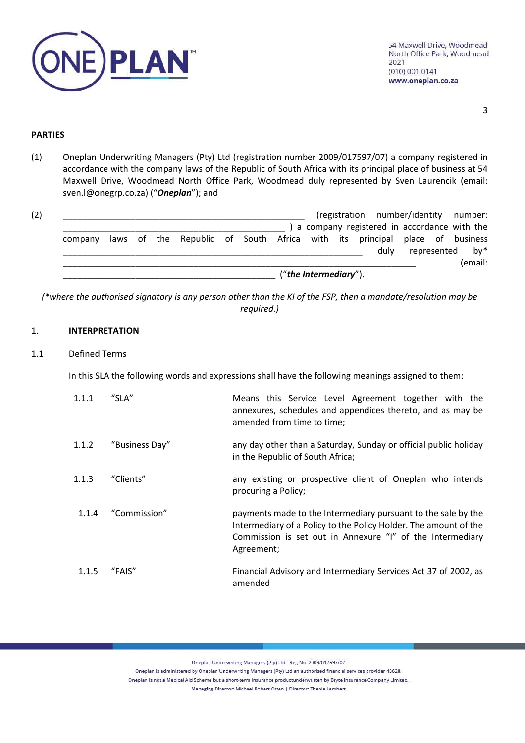**PARTIES**

(1) Oneplan Underwriting Managers (Pty) Ltd (registration number 2009/017597/07) a company registered in accordance with the company laws of the Republic of South Africa with its principal place of business at 54 Maxwell Drive, Woodmead North Office Park, Woodmead duly represented by Sven Laurencik (email: sven.l@onegrp.co.za) ("***Oneplan***"); and

(2) ____________________________________________________ (registration number/identity number: ________________________________________________ ) a company registered in accordance with the company laws of the Republic of South Africa with its principal place of business _________________________________________________________________ duly represented by* ____________________________________________________________________________ (email: ______________________________________________ ("***the Intermediary***").

*(\*where the authorised signatory is any person other than the KI of the FSP, then a mandate/resolution may be required.)*

## 1. INTERPRETATION

1.1 Defined Terms

In this SLA the following words and expressions shall have the following meanings assigned to them:

| | | |
|---|---|---|
| 1.1.1 | "SLA" | Means this Service Level Agreement together with the annexures, schedules and appendices thereto, and as may be amended from time to time; |
| 1.1.2 | "Business Day" | any day other than a Saturday, Sunday or official public holiday in the Republic of South Africa; |
| 1.1.3 | "Clients" | any existing or prospective client of Oneplan who intends procuring a Policy; |
| 1.1.4 | "Commission" | payments made to the Intermediary pursuant to the sale by the Intermediary of a Policy to the Policy Holder. The amount of the Commission is set out in Annexure "I" of the Intermediary Agreement; |
| 1.1.5 | "FAIS" | Financial Advisory and Intermediary Services Act 37 of 2002, as amended |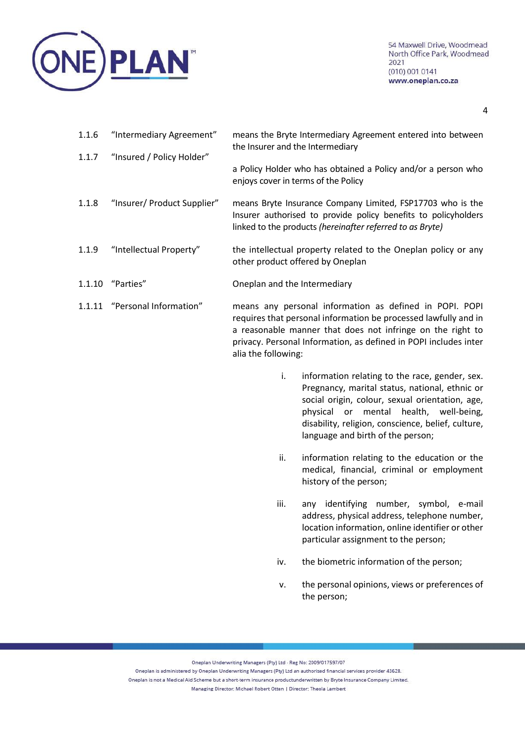| | | |
|---|---|---|
| 1.1.6 | "Intermediary Agreement" | means the Bryte Intermediary Agreement entered into between the Insurer and the Intermediary |
| 1.1.7 | "Insured / Policy Holder" | a Policy Holder who has obtained a Policy and/or a person who enjoys cover in terms of the Policy |
| 1.1.8 | "Insurer/ Product Supplier" | means Bryte Insurance Company Limited, FSP17703 who is the Insurer authorised to provide policy benefits to policyholders linked to the products *(hereinafter referred to as Bryte)* |
| 1.1.9 | "Intellectual Property" | the intellectual property related to the Oneplan policy or any other product offered by Oneplan |
| 1.1.10 | "Parties" | Oneplan and the Intermediary |
| 1.1.11 | "Personal Information" | means any personal information as defined in POPI. POPI requires that personal information be processed lawfully and in a reasonable manner that does not infringe on the right to privacy. Personal Information, as defined in POPI includes inter alia the following: |

i. information relating to the race, gender, sex. Pregnancy, marital status, national, ethnic or social origin, colour, sexual orientation, age, physical or mental health, well-being, disability, religion, conscience, belief, culture, language and birth of the person;

ii. information relating to the education or the medical, financial, criminal or employment history of the person;

iii. any identifying number, symbol, e-mail address, physical address, telephone number, location information, online identifier or other particular assignment to the person;

iv. the biometric information of the person;

v. the personal opinions, views or preferences of the person;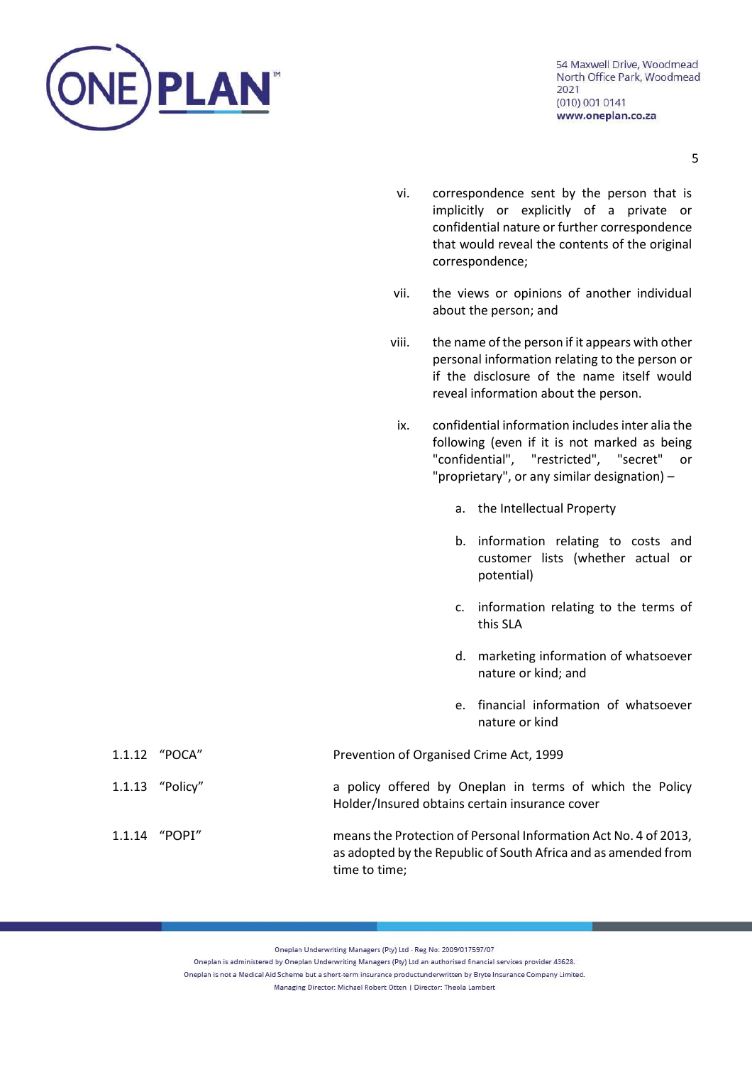vi. correspondence sent by the person that is implicitly or explicitly of a private or confidential nature or further correspondence that would reveal the contents of the original correspondence;

vii. the views or opinions of another individual about the person; and

viii. the name of the person if it appears with other personal information relating to the person or if the disclosure of the name itself would reveal information about the person.

ix. confidential information includes inter alia the following (even if it is not marked as being "confidential", "restricted", "secret" or "proprietary", or any similar designation) –

   a. the Intellectual Property

   b. information relating to costs and customer lists (whether actual or potential)

   c. information relating to the terms of this SLA

   d. marketing information of whatsoever nature or kind; and

   e. financial information of whatsoever nature or kind

1.1.12 "POCA" Prevention of Organised Crime Act, 1999

1.1.13 "Policy" a policy offered by Oneplan in terms of which the Policy Holder/Insured obtains certain insurance cover

1.1.14 "POPI" means the Protection of Personal Information Act No. 4 of 2013, as adopted by the Republic of South Africa and as amended from time to time;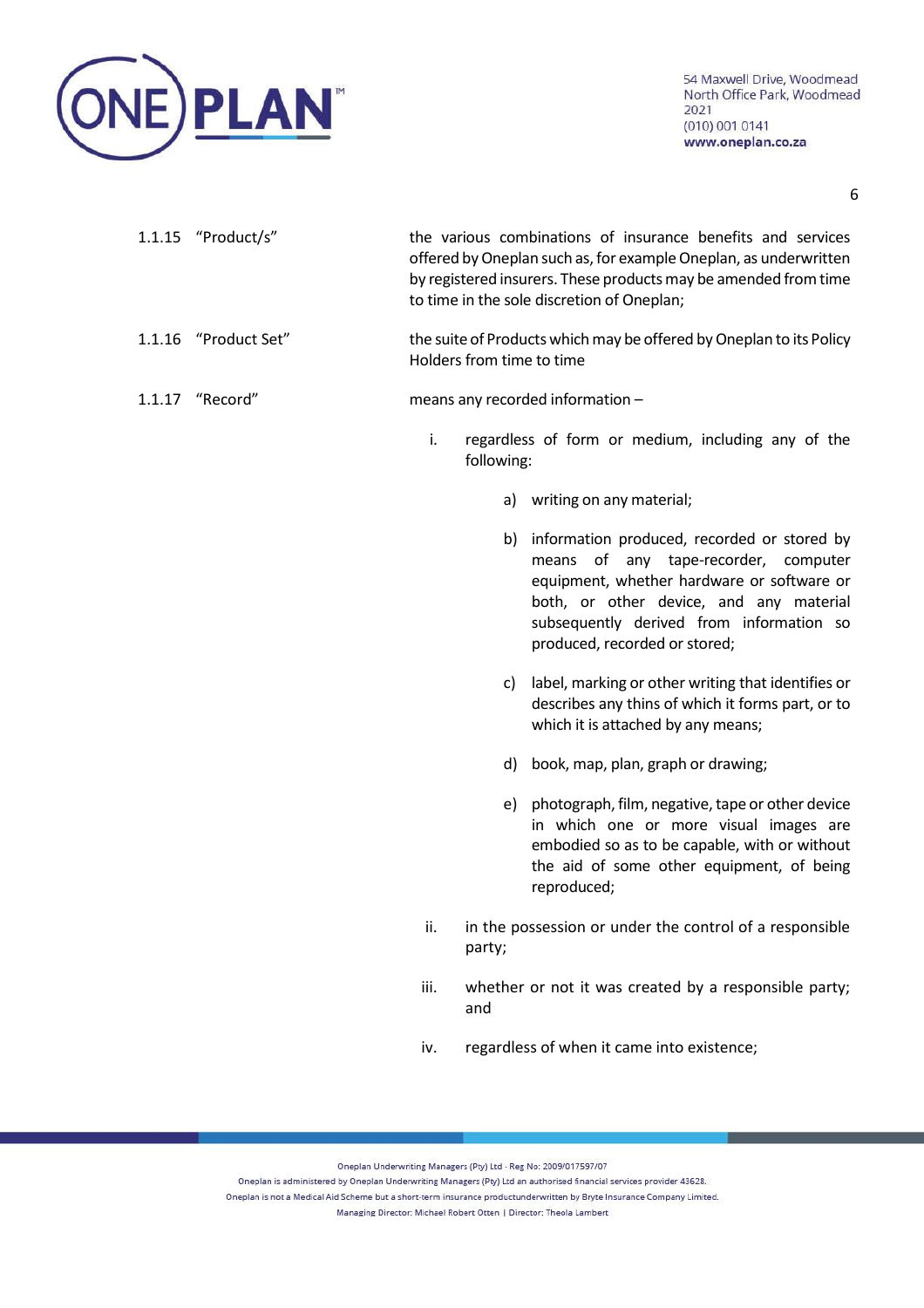1.1.15 "Product/s" — the various combinations of insurance benefits and services offered by Oneplan such as, for example Oneplan, as underwritten by registered insurers. These products may be amended from time to time in the sole discretion of Oneplan;

1.1.16 "Product Set" — the suite of Products which may be offered by Oneplan to its Policy Holders from time to time

1.1.17 "Record" — means any recorded information –

i. regardless of form or medium, including any of the following:

   a) writing on any material;

   b) information produced, recorded or stored by means of any tape-recorder, computer equipment, whether hardware or software or both, or other device, and any material subsequently derived from information so produced, recorded or stored;

   c) label, marking or other writing that identifies or describes any thins of which it forms part, or to which it is attached by any means;

   d) book, map, plan, graph or drawing;

   e) photograph, film, negative, tape or other device in which one or more visual images are embodied so as to be capable, with or without the aid of some other equipment, of being reproduced;

ii. in the possession or under the control of a responsible party;

iii. whether or not it was created by a responsible party; and

iv. regardless of when it came into existence;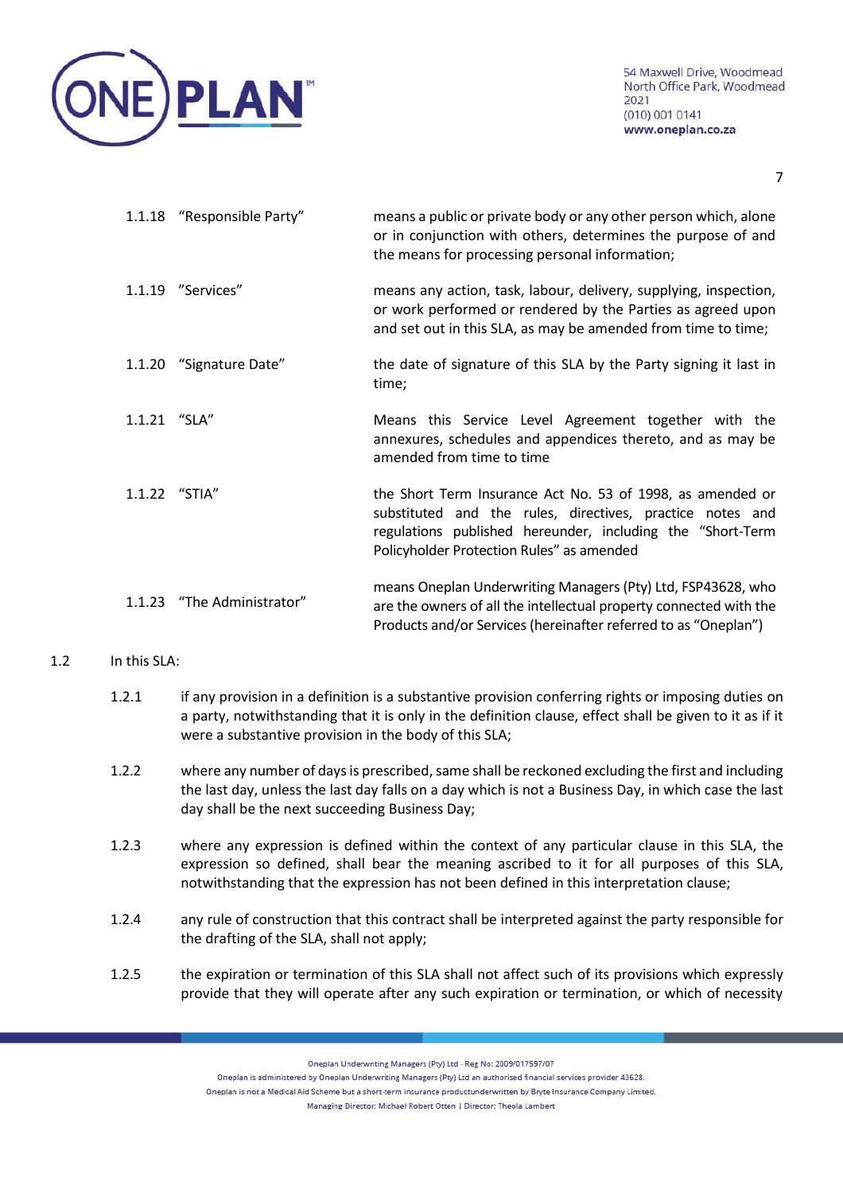| | | |
|---|---|---|
| 1.1.18 | "Responsible Party" | means a public or private body or any other person which, alone or in conjunction with others, determines the purpose of and the means for processing personal information; |
| 1.1.19 | "Services" | means any action, task, labour, delivery, supplying, inspection, or work performed or rendered by the Parties as agreed upon and set out in this SLA, as may be amended from time to time; |
| 1.1.20 | "Signature Date" | the date of signature of this SLA by the Party signing it last in time; |
| 1.1.21 | "SLA" | Means this Service Level Agreement together with the annexures, schedules and appendices thereto, and as may be amended from time to time |
| 1.1.22 | "STIA" | the Short Term Insurance Act No. 53 of 1998, as amended or substituted and the rules, directives, practice notes and regulations published hereunder, including the "Short-Term Policyholder Protection Rules" as amended |
| 1.1.23 | "The Administrator" | means Oneplan Underwriting Managers (Pty) Ltd, FSP43628, who are the owners of all the intellectual property connected with the Products and/or Services (hereinafter referred to as "Oneplan") |

1.2 In this SLA:

1.2.1 if any provision in a definition is a substantive provision conferring rights or imposing duties on a party, notwithstanding that it is only in the definition clause, effect shall be given to it as if it were a substantive provision in the body of this SLA;

1.2.2 where any number of days is prescribed, same shall be reckoned excluding the first and including the last day, unless the last day falls on a day which is not a Business Day, in which case the last day shall be the next succeeding Business Day;

1.2.3 where any expression is defined within the context of any particular clause in this SLA, the expression so defined, shall bear the meaning ascribed to it for all purposes of this SLA, notwithstanding that the expression has not been defined in this interpretation clause;

1.2.4 any rule of construction that this contract shall be interpreted against the party responsible for the drafting of the SLA, shall not apply;

1.2.5 the expiration or termination of this SLA shall not affect such of its provisions which expressly provide that they will operate after any such expiration or termination, or which of necessity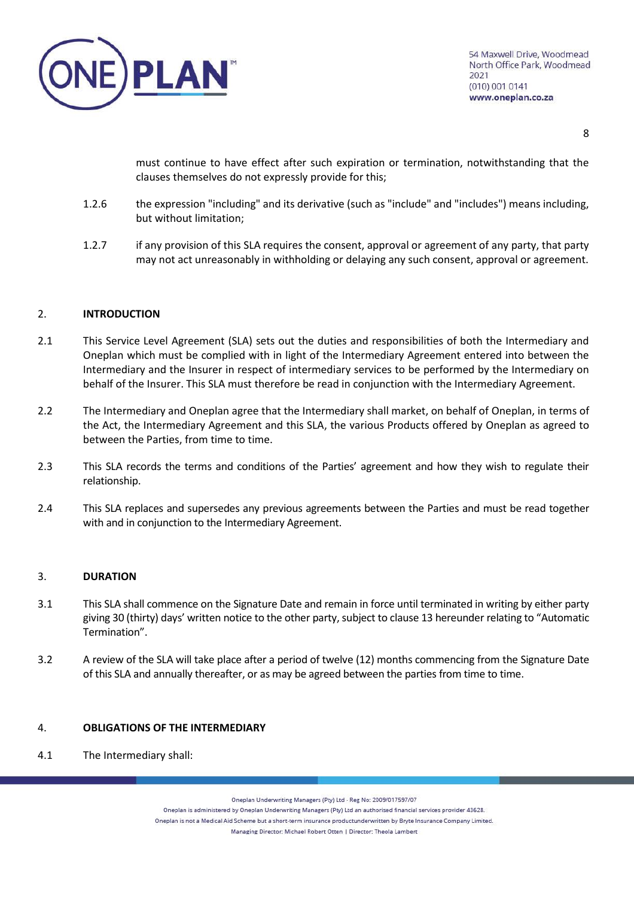must continue to have effect after such expiration or termination, notwithstanding that the clauses themselves do not expressly provide for this;

1.2.6 the expression "including" and its derivative (such as "include" and "includes") means including, but without limitation;

1.2.7 if any provision of this SLA requires the consent, approval or agreement of any party, that party may not act unreasonably in withholding or delaying any such consent, approval or agreement.

## 2. INTRODUCTION

2.1 This Service Level Agreement (SLA) sets out the duties and responsibilities of both the Intermediary and Oneplan which must be complied with in light of the Intermediary Agreement entered into between the Intermediary and the Insurer in respect of intermediary services to be performed by the Intermediary on behalf of the Insurer. This SLA must therefore be read in conjunction with the Intermediary Agreement.

2.2 The Intermediary and Oneplan agree that the Intermediary shall market, on behalf of Oneplan, in terms of the Act, the Intermediary Agreement and this SLA, the various Products offered by Oneplan as agreed to between the Parties, from time to time.

2.3 This SLA records the terms and conditions of the Parties' agreement and how they wish to regulate their relationship.

2.4 This SLA replaces and supersedes any previous agreements between the Parties and must be read together with and in conjunction to the Intermediary Agreement.

## 3. DURATION

3.1 This SLA shall commence on the Signature Date and remain in force until terminated in writing by either party giving 30 (thirty) days' written notice to the other party, subject to clause 13 hereunder relating to "Automatic Termination".

3.2 A review of the SLA will take place after a period of twelve (12) months commencing from the Signature Date of this SLA and annually thereafter, or as may be agreed between the parties from time to time.

## 4. OBLIGATIONS OF THE INTERMEDIARY

4.1 The Intermediary shall: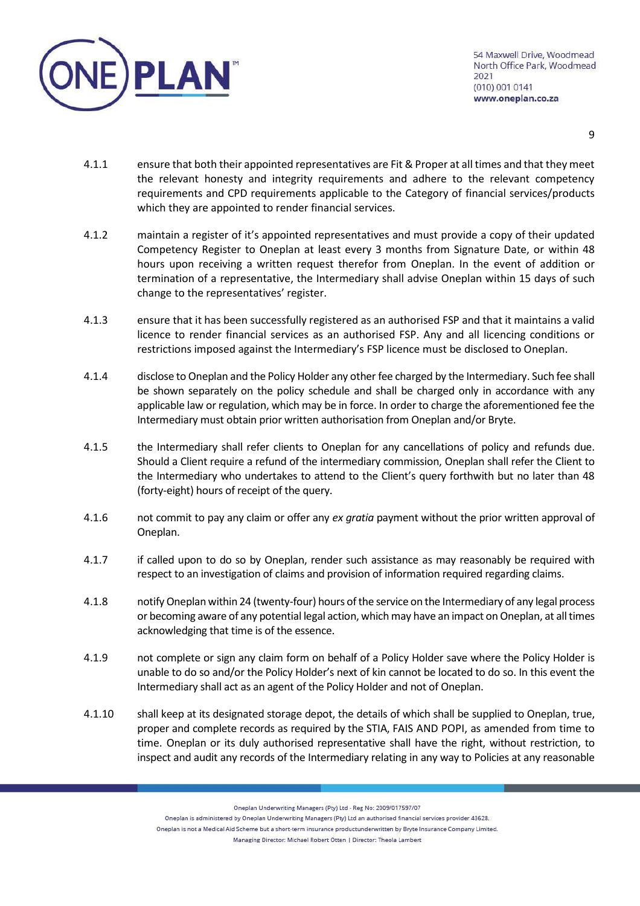4.1.1 ensure that both their appointed representatives are Fit & Proper at all times and that they meet the relevant honesty and integrity requirements and adhere to the relevant competency requirements and CPD requirements applicable to the Category of financial services/products which they are appointed to render financial services.

4.1.2 maintain a register of it's appointed representatives and must provide a copy of their updated Competency Register to Oneplan at least every 3 months from Signature Date, or within 48 hours upon receiving a written request therefor from Oneplan. In the event of addition or termination of a representative, the Intermediary shall advise Oneplan within 15 days of such change to the representatives' register.

4.1.3 ensure that it has been successfully registered as an authorised FSP and that it maintains a valid licence to render financial services as an authorised FSP. Any and all licencing conditions or restrictions imposed against the Intermediary's FSP licence must be disclosed to Oneplan.

4.1.4 disclose to Oneplan and the Policy Holder any other fee charged by the Intermediary. Such fee shall be shown separately on the policy schedule and shall be charged only in accordance with any applicable law or regulation, which may be in force. In order to charge the aforementioned fee the Intermediary must obtain prior written authorisation from Oneplan and/or Bryte.

4.1.5 the Intermediary shall refer clients to Oneplan for any cancellations of policy and refunds due. Should a Client require a refund of the intermediary commission, Oneplan shall refer the Client to the Intermediary who undertakes to attend to the Client's query forthwith but no later than 48 (forty-eight) hours of receipt of the query.

4.1.6 not commit to pay any claim or offer any *ex gratia* payment without the prior written approval of Oneplan.

4.1.7 if called upon to do so by Oneplan, render such assistance as may reasonably be required with respect to an investigation of claims and provision of information required regarding claims.

4.1.8 notify Oneplan within 24 (twenty-four) hours of the service on the Intermediary of any legal process or becoming aware of any potential legal action, which may have an impact on Oneplan, at all times acknowledging that time is of the essence.

4.1.9 not complete or sign any claim form on behalf of a Policy Holder save where the Policy Holder is unable to do so and/or the Policy Holder's next of kin cannot be located to do so. In this event the Intermediary shall act as an agent of the Policy Holder and not of Oneplan.

4.1.10 shall keep at its designated storage depot, the details of which shall be supplied to Oneplan, true, proper and complete records as required by the STIA, FAIS AND POPI, as amended from time to time. Oneplan or its duly authorised representative shall have the right, without restriction, to inspect and audit any records of the Intermediary relating in any way to Policies at any reasonable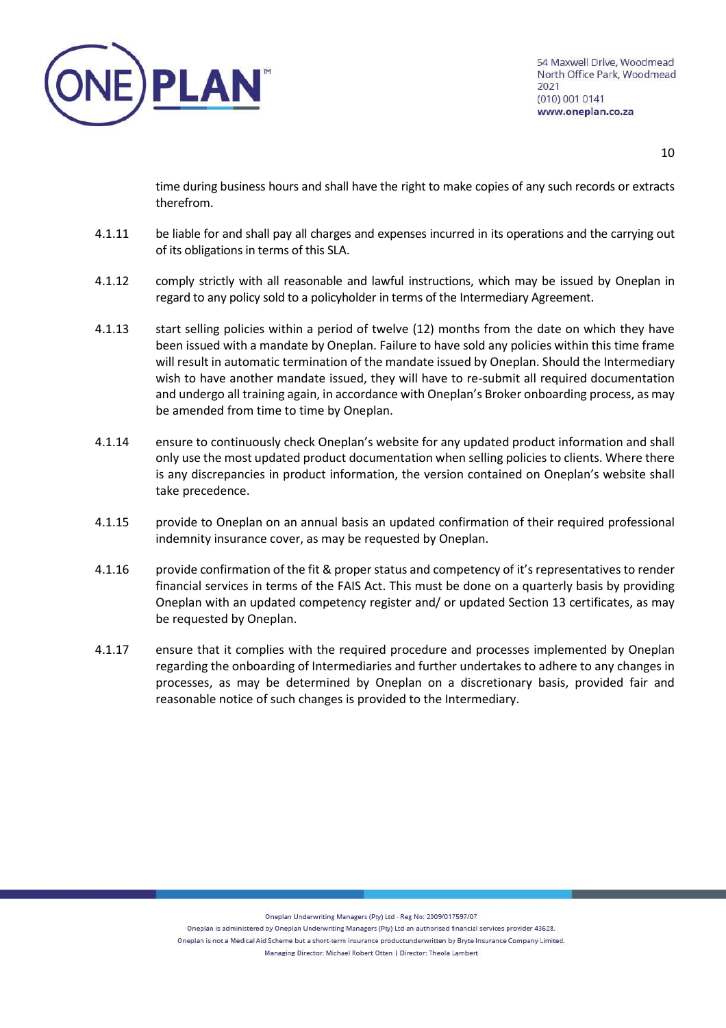time during business hours and shall have the right to make copies of any such records or extracts therefrom.

4.1.11 be liable for and shall pay all charges and expenses incurred in its operations and the carrying out of its obligations in terms of this SLA.

4.1.12 comply strictly with all reasonable and lawful instructions, which may be issued by Oneplan in regard to any policy sold to a policyholder in terms of the Intermediary Agreement.

4.1.13 start selling policies within a period of twelve (12) months from the date on which they have been issued with a mandate by Oneplan. Failure to have sold any policies within this time frame will result in automatic termination of the mandate issued by Oneplan. Should the Intermediary wish to have another mandate issued, they will have to re-submit all required documentation and undergo all training again, in accordance with Oneplan's Broker onboarding process, as may be amended from time to time by Oneplan.

4.1.14 ensure to continuously check Oneplan's website for any updated product information and shall only use the most updated product documentation when selling policies to clients. Where there is any discrepancies in product information, the version contained on Oneplan's website shall take precedence.

4.1.15 provide to Oneplan on an annual basis an updated confirmation of their required professional indemnity insurance cover, as may be requested by Oneplan.

4.1.16 provide confirmation of the fit & proper status and competency of it's representatives to render financial services in terms of the FAIS Act. This must be done on a quarterly basis by providing Oneplan with an updated competency register and/ or updated Section 13 certificates, as may be requested by Oneplan.

4.1.17 ensure that it complies with the required procedure and processes implemented by Oneplan regarding the onboarding of Intermediaries and further undertakes to adhere to any changes in processes, as may be determined by Oneplan on a discretionary basis, provided fair and reasonable notice of such changes is provided to the Intermediary.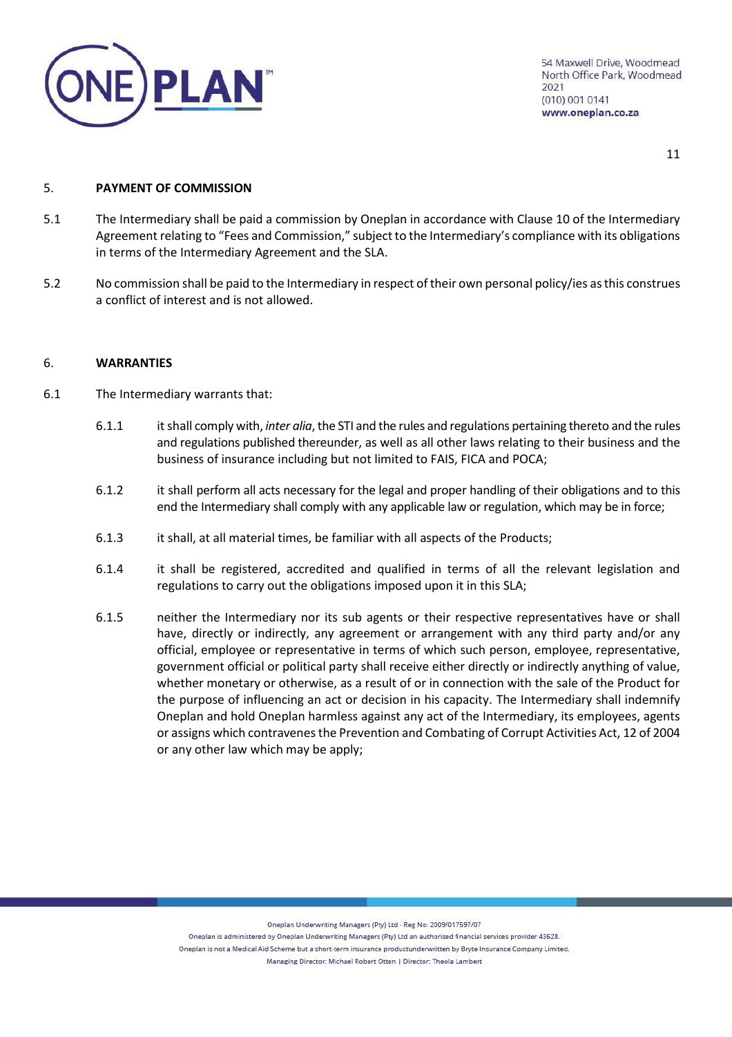## 5. PAYMENT OF COMMISSION

5.1 The Intermediary shall be paid a commission by Oneplan in accordance with Clause 10 of the Intermediary Agreement relating to "Fees and Commission," subject to the Intermediary's compliance with its obligations in terms of the Intermediary Agreement and the SLA.

5.2 No commission shall be paid to the Intermediary in respect of their own personal policy/ies as this construes a conflict of interest and is not allowed.

## 6. WARRANTIES

6.1 The Intermediary warrants that:

6.1.1 it shall comply with, *inter alia*, the STI and the rules and regulations pertaining thereto and the rules and regulations published thereunder, as well as all other laws relating to their business and the business of insurance including but not limited to FAIS, FICA and POCA;

6.1.2 it shall perform all acts necessary for the legal and proper handling of their obligations and to this end the Intermediary shall comply with any applicable law or regulation, which may be in force;

6.1.3 it shall, at all material times, be familiar with all aspects of the Products;

6.1.4 it shall be registered, accredited and qualified in terms of all the relevant legislation and regulations to carry out the obligations imposed upon it in this SLA;

6.1.5 neither the Intermediary nor its sub agents or their respective representatives have or shall have, directly or indirectly, any agreement or arrangement with any third party and/or any official, employee or representative in terms of which such person, employee, representative, government official or political party shall receive either directly or indirectly anything of value, whether monetary or otherwise, as a result of or in connection with the sale of the Product for the purpose of influencing an act or decision in his capacity. The Intermediary shall indemnify Oneplan and hold Oneplan harmless against any act of the Intermediary, its employees, agents or assigns which contravenes the Prevention and Combating of Corrupt Activities Act, 12 of 2004 or any other law which may be apply;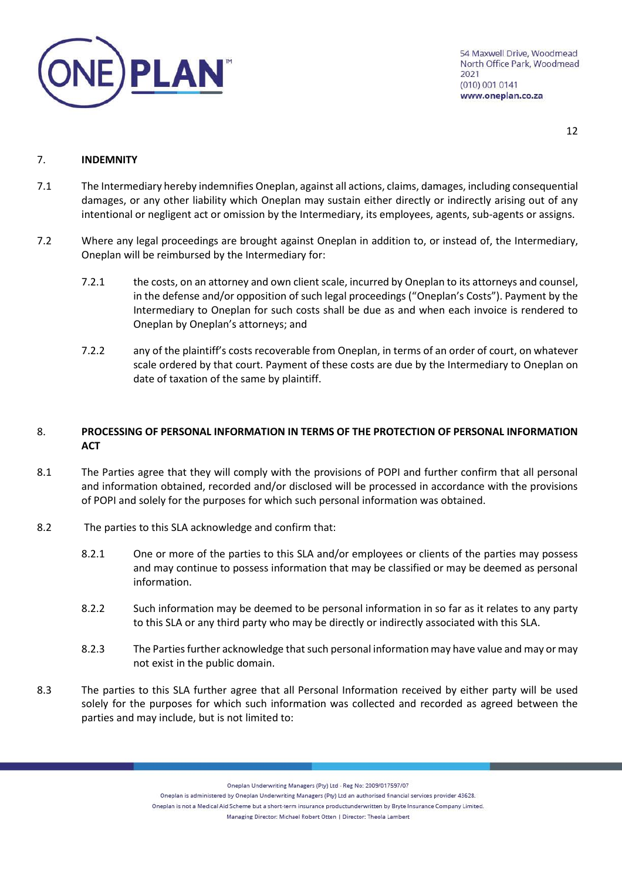## 7. INDEMNITY

7.1 The Intermediary hereby indemnifies Oneplan, against all actions, claims, damages, including consequential damages, or any other liability which Oneplan may sustain either directly or indirectly arising out of any intentional or negligent act or omission by the Intermediary, its employees, agents, sub-agents or assigns.

7.2 Where any legal proceedings are brought against Oneplan in addition to, or instead of, the Intermediary, Oneplan will be reimbursed by the Intermediary for:

7.2.1 the costs, on an attorney and own client scale, incurred by Oneplan to its attorneys and counsel, in the defense and/or opposition of such legal proceedings ("Oneplan's Costs"). Payment by the Intermediary to Oneplan for such costs shall be due as and when each invoice is rendered to Oneplan by Oneplan's attorneys; and

7.2.2 any of the plaintiff's costs recoverable from Oneplan, in terms of an order of court, on whatever scale ordered by that court. Payment of these costs are due by the Intermediary to Oneplan on date of taxation of the same by plaintiff.

## 8. PROCESSING OF PERSONAL INFORMATION IN TERMS OF THE PROTECTION OF PERSONAL INFORMATION ACT

8.1 The Parties agree that they will comply with the provisions of POPI and further confirm that all personal and information obtained, recorded and/or disclosed will be processed in accordance with the provisions of POPI and solely for the purposes for which such personal information was obtained.

8.2 The parties to this SLA acknowledge and confirm that:

8.2.1 One or more of the parties to this SLA and/or employees or clients of the parties may possess and may continue to possess information that may be classified or may be deemed as personal information.

8.2.2 Such information may be deemed to be personal information in so far as it relates to any party to this SLA or any third party who may be directly or indirectly associated with this SLA.

8.2.3 The Parties further acknowledge that such personal information may have value and may or may not exist in the public domain.

8.3 The parties to this SLA further agree that all Personal Information received by either party will be used solely for the purposes for which such information was collected and recorded as agreed between the parties and may include, but is not limited to: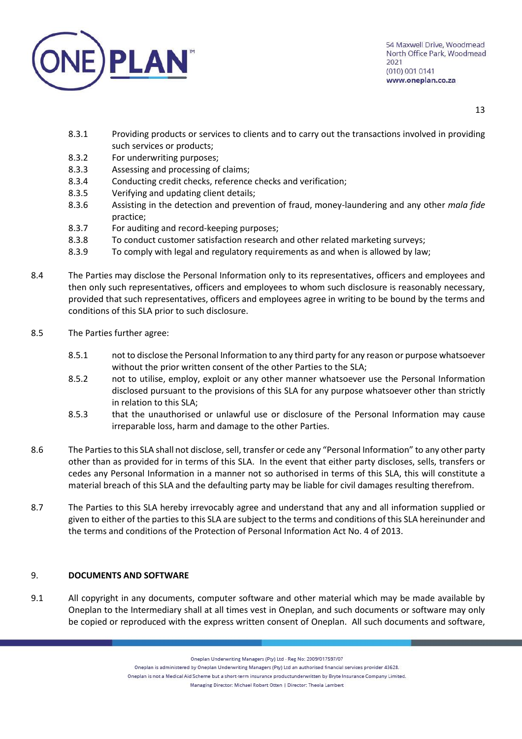8.3.1 Providing products or services to clients and to carry out the transactions involved in providing such services or products;

8.3.2 For underwriting purposes;

8.3.3 Assessing and processing of claims;

8.3.4 Conducting credit checks, reference checks and verification;

8.3.5 Verifying and updating client details;

8.3.6 Assisting in the detection and prevention of fraud, money-laundering and any other *mala fide* practice;

8.3.7 For auditing and record-keeping purposes;

8.3.8 To conduct customer satisfaction research and other related marketing surveys;

8.3.9 To comply with legal and regulatory requirements as and when is allowed by law;

8.4 The Parties may disclose the Personal Information only to its representatives, officers and employees and then only such representatives, officers and employees to whom such disclosure is reasonably necessary, provided that such representatives, officers and employees agree in writing to be bound by the terms and conditions of this SLA prior to such disclosure.

8.5 The Parties further agree:

8.5.1 not to disclose the Personal Information to any third party for any reason or purpose whatsoever without the prior written consent of the other Parties to the SLA;

8.5.2 not to utilise, employ, exploit or any other manner whatsoever use the Personal Information disclosed pursuant to the provisions of this SLA for any purpose whatsoever other than strictly in relation to this SLA;

8.5.3 that the unauthorised or unlawful use or disclosure of the Personal Information may cause irreparable loss, harm and damage to the other Parties.

8.6 The Parties to this SLA shall not disclose, sell, transfer or cede any "Personal Information" to any other party other than as provided for in terms of this SLA. In the event that either party discloses, sells, transfers or cedes any Personal Information in a manner not so authorised in terms of this SLA, this will constitute a material breach of this SLA and the defaulting party may be liable for civil damages resulting therefrom.

8.7 The Parties to this SLA hereby irrevocably agree and understand that any and all information supplied or given to either of the parties to this SLA are subject to the terms and conditions of this SLA hereinunder and the terms and conditions of the Protection of Personal Information Act No. 4 of 2013.

## 9. DOCUMENTS AND SOFTWARE

9.1 All copyright in any documents, computer software and other material which may be made available by Oneplan to the Intermediary shall at all times vest in Oneplan, and such documents or software may only be copied or reproduced with the express written consent of Oneplan. All such documents and software,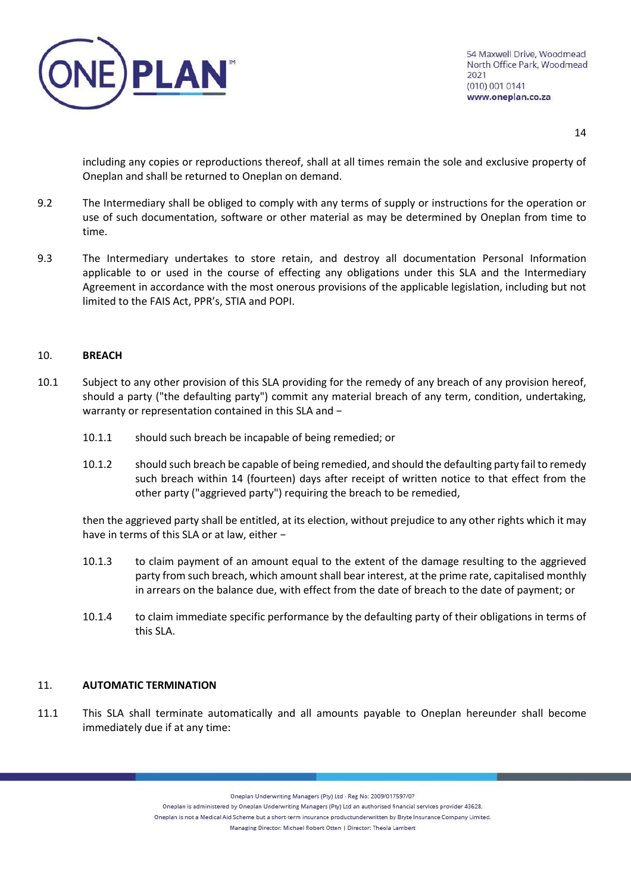including any copies or reproductions thereof, shall at all times remain the sole and exclusive property of Oneplan and shall be returned to Oneplan on demand.

9.2 The Intermediary shall be obliged to comply with any terms of supply or instructions for the operation or use of such documentation, software or other material as may be determined by Oneplan from time to time.

9.3 The Intermediary undertakes to store retain, and destroy all documentation Personal Information applicable to or used in the course of effecting any obligations under this SLA and the Intermediary Agreement in accordance with the most onerous provisions of the applicable legislation, including but not limited to the FAIS Act, PPR's, STIA and POPI.

## 10. BREACH

10.1 Subject to any other provision of this SLA providing for the remedy of any breach of any provision hereof, should a party ("the defaulting party") commit any material breach of any term, condition, undertaking, warranty or representation contained in this SLA and −

10.1.1 should such breach be incapable of being remedied; or

10.1.2 should such breach be capable of being remedied, and should the defaulting party fail to remedy such breach within 14 (fourteen) days after receipt of written notice to that effect from the other party ("aggrieved party") requiring the breach to be remedied,

then the aggrieved party shall be entitled, at its election, without prejudice to any other rights which it may have in terms of this SLA or at law, either −

10.1.3 to claim payment of an amount equal to the extent of the damage resulting to the aggrieved party from such breach, which amount shall bear interest, at the prime rate, capitalised monthly in arrears on the balance due, with effect from the date of breach to the date of payment; or

10.1.4 to claim immediate specific performance by the defaulting party of their obligations in terms of this SLA.

## 11. AUTOMATIC TERMINATION

11.1 This SLA shall terminate automatically and all amounts payable to Oneplan hereunder shall become immediately due if at any time: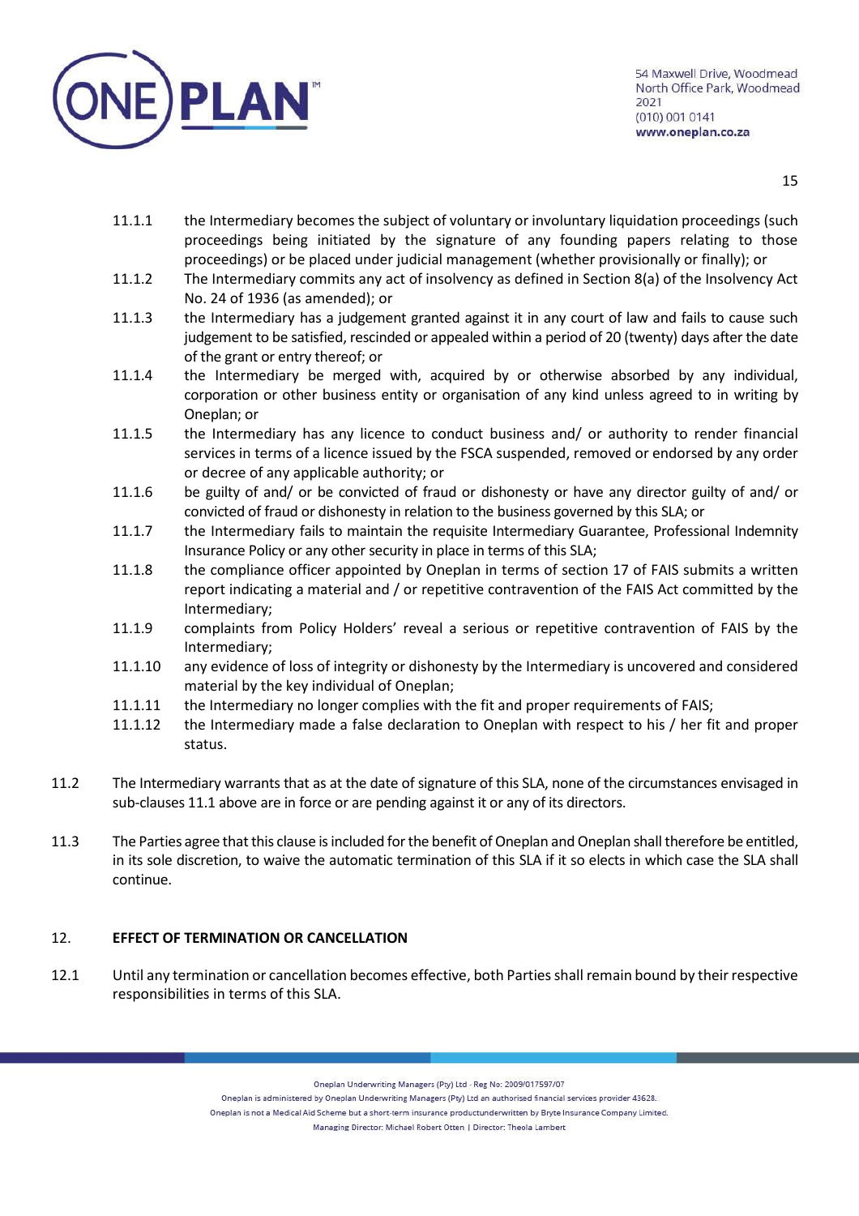11.1.1 the Intermediary becomes the subject of voluntary or involuntary liquidation proceedings (such proceedings being initiated by the signature of any founding papers relating to those proceedings) or be placed under judicial management (whether provisionally or finally); or

11.1.2 The Intermediary commits any act of insolvency as defined in Section 8(a) of the Insolvency Act No. 24 of 1936 (as amended); or

11.1.3 the Intermediary has a judgement granted against it in any court of law and fails to cause such judgement to be satisfied, rescinded or appealed within a period of 20 (twenty) days after the date of the grant or entry thereof; or

11.1.4 the Intermediary be merged with, acquired by or otherwise absorbed by any individual, corporation or other business entity or organisation of any kind unless agreed to in writing by Oneplan; or

11.1.5 the Intermediary has any licence to conduct business and/ or authority to render financial services in terms of a licence issued by the FSCA suspended, removed or endorsed by any order or decree of any applicable authority; or

11.1.6 be guilty of and/ or be convicted of fraud or dishonesty or have any director guilty of and/ or convicted of fraud or dishonesty in relation to the business governed by this SLA; or

11.1.7 the Intermediary fails to maintain the requisite Intermediary Guarantee, Professional Indemnity Insurance Policy or any other security in place in terms of this SLA;

11.1.8 the compliance officer appointed by Oneplan in terms of section 17 of FAIS submits a written report indicating a material and / or repetitive contravention of the FAIS Act committed by the Intermediary;

11.1.9 complaints from Policy Holders' reveal a serious or repetitive contravention of FAIS by the Intermediary;

11.1.10 any evidence of loss of integrity or dishonesty by the Intermediary is uncovered and considered material by the key individual of Oneplan;

11.1.11 the Intermediary no longer complies with the fit and proper requirements of FAIS;

11.1.12 the Intermediary made a false declaration to Oneplan with respect to his / her fit and proper status.

11.2 The Intermediary warrants that as at the date of signature of this SLA, none of the circumstances envisaged in sub-clauses 11.1 above are in force or are pending against it or any of its directors.

11.3 The Parties agree that this clause is included for the benefit of Oneplan and Oneplan shall therefore be entitled, in its sole discretion, to waive the automatic termination of this SLA if it so elects in which case the SLA shall continue.

## 12. EFFECT OF TERMINATION OR CANCELLATION

12.1 Until any termination or cancellation becomes effective, both Parties shall remain bound by their respective responsibilities in terms of this SLA.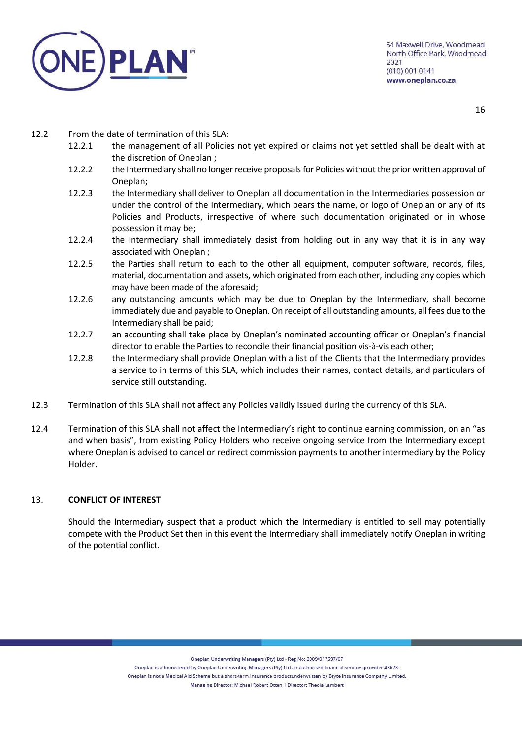12.2 From the date of termination of this SLA:

- 12.2.1 the management of all Policies not yet expired or claims not yet settled shall be dealt with at the discretion of Oneplan ;
- 12.2.2 the Intermediary shall no longer receive proposals for Policies without the prior written approval of Oneplan;
- 12.2.3 the Intermediary shall deliver to Oneplan all documentation in the Intermediaries possession or under the control of the Intermediary, which bears the name, or logo of Oneplan or any of its Policies and Products, irrespective of where such documentation originated or in whose possession it may be;
- 12.2.4 the Intermediary shall immediately desist from holding out in any way that it is in any way associated with Oneplan ;
- 12.2.5 the Parties shall return to each to the other all equipment, computer software, records, files, material, documentation and assets, which originated from each other, including any copies which may have been made of the aforesaid;
- 12.2.6 any outstanding amounts which may be due to Oneplan by the Intermediary, shall become immediately due and payable to Oneplan. On receipt of all outstanding amounts, all fees due to the Intermediary shall be paid;
- 12.2.7 an accounting shall take place by Oneplan's nominated accounting officer or Oneplan's financial director to enable the Parties to reconcile their financial position vis-à-vis each other;
- 12.2.8 the Intermediary shall provide Oneplan with a list of the Clients that the Intermediary provides a service to in terms of this SLA, which includes their names, contact details, and particulars of service still outstanding.

12.3 Termination of this SLA shall not affect any Policies validly issued during the currency of this SLA.

12.4 Termination of this SLA shall not affect the Intermediary's right to continue earning commission, on an "as and when basis", from existing Policy Holders who receive ongoing service from the Intermediary except where Oneplan is advised to cancel or redirect commission payments to another intermediary by the Policy Holder.

## 13. CONFLICT OF INTEREST

Should the Intermediary suspect that a product which the Intermediary is entitled to sell may potentially compete with the Product Set then in this event the Intermediary shall immediately notify Oneplan in writing of the potential conflict.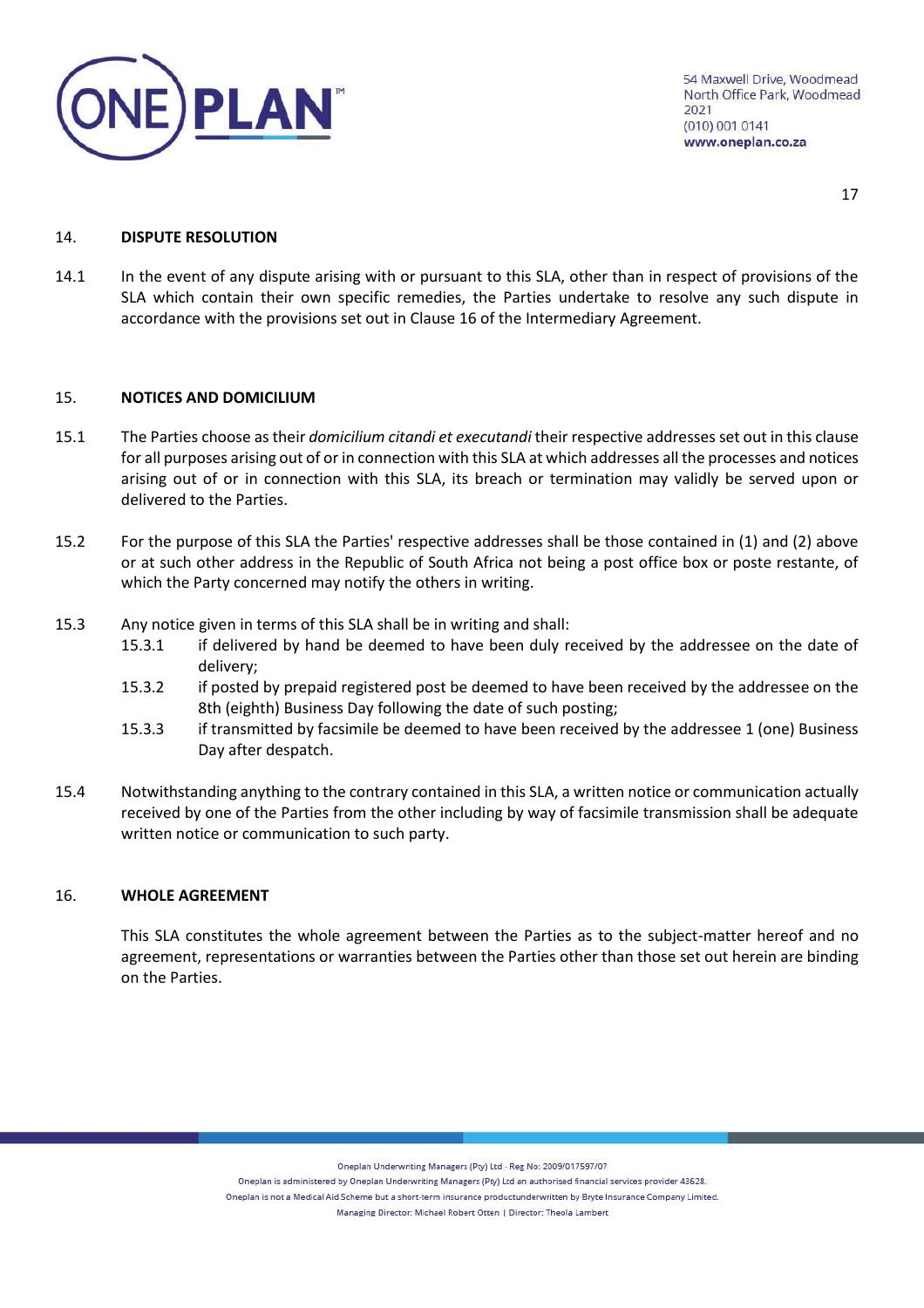## 14. DISPUTE RESOLUTION

14.1 In the event of any dispute arising with or pursuant to this SLA, other than in respect of provisions of the SLA which contain their own specific remedies, the Parties undertake to resolve any such dispute in accordance with the provisions set out in Clause 16 of the Intermediary Agreement.

## 15. NOTICES AND DOMICILIUM

15.1 The Parties choose as their *domicilium citandi et executandi* their respective addresses set out in this clause for all purposes arising out of or in connection with this SLA at which addresses all the processes and notices arising out of or in connection with this SLA, its breach or termination may validly be served upon or delivered to the Parties.

15.2 For the purpose of this SLA the Parties' respective addresses shall be those contained in (1) and (2) above or at such other address in the Republic of South Africa not being a post office box or poste restante, of which the Party concerned may notify the others in writing.

15.3 Any notice given in terms of this SLA shall be in writing and shall:

- 15.3.1 if delivered by hand be deemed to have been duly received by the addressee on the date of delivery;
- 15.3.2 if posted by prepaid registered post be deemed to have been received by the addressee on the 8th (eighth) Business Day following the date of such posting;
- 15.3.3 if transmitted by facsimile be deemed to have been received by the addressee 1 (one) Business Day after despatch.

15.4 Notwithstanding anything to the contrary contained in this SLA, a written notice or communication actually received by one of the Parties from the other including by way of facsimile transmission shall be adequate written notice or communication to such party.

## 16. WHOLE AGREEMENT

This SLA constitutes the whole agreement between the Parties as to the subject-matter hereof and no agreement, representations or warranties between the Parties other than those set out herein are binding on the Parties.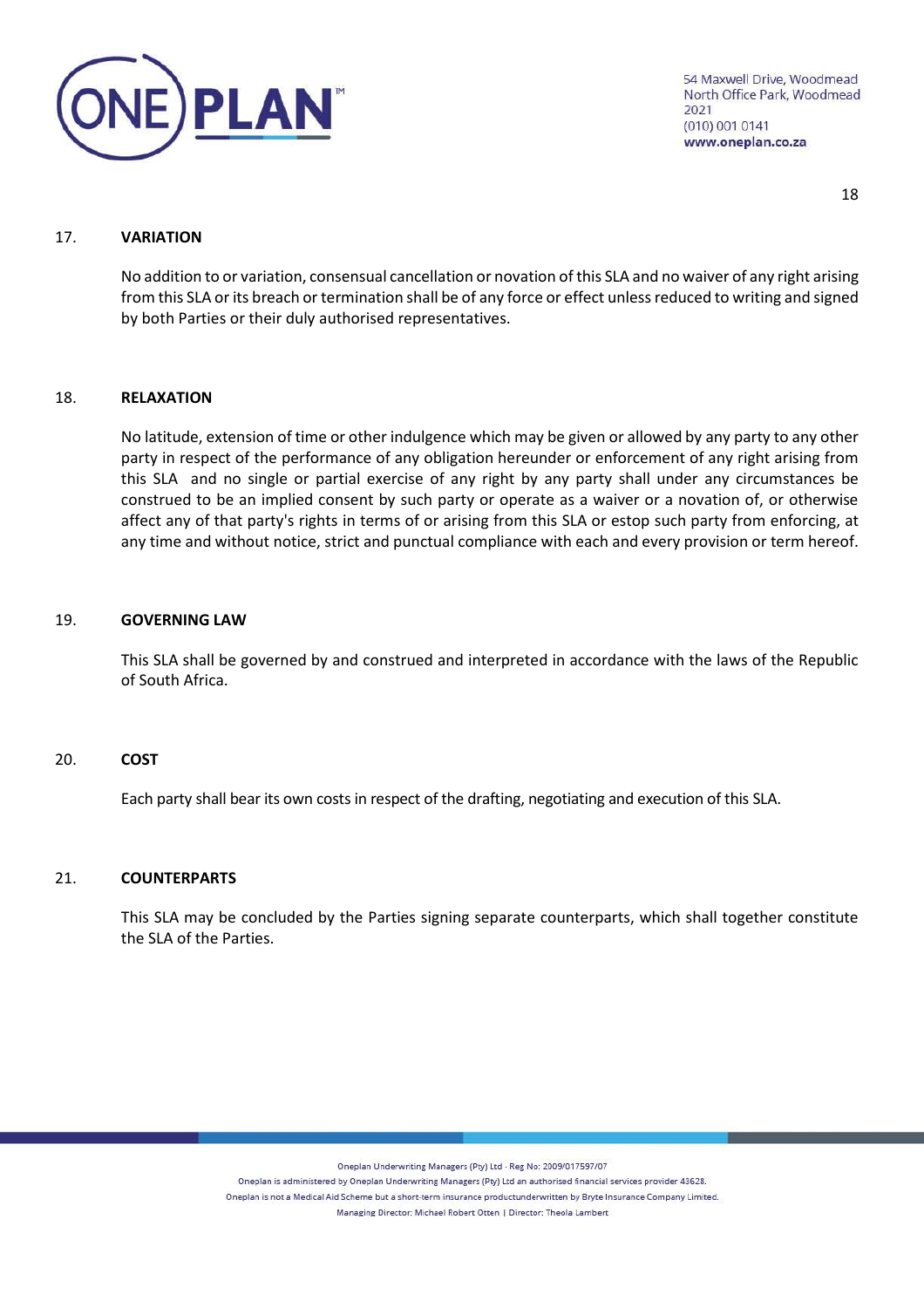## 17. VARIATION

No addition to or variation, consensual cancellation or novation of this SLA and no waiver of any right arising from this SLA or its breach or termination shall be of any force or effect unless reduced to writing and signed by both Parties or their duly authorised representatives.

## 18. RELAXATION

No latitude, extension of time or other indulgence which may be given or allowed by any party to any other party in respect of the performance of any obligation hereunder or enforcement of any right arising from this SLA and no single or partial exercise of any right by any party shall under any circumstances be construed to be an implied consent by such party or operate as a waiver or a novation of, or otherwise affect any of that party's rights in terms of or arising from this SLA or estop such party from enforcing, at any time and without notice, strict and punctual compliance with each and every provision or term hereof.

## 19. GOVERNING LAW

This SLA shall be governed by and construed and interpreted in accordance with the laws of the Republic of South Africa.

## 20. COST

Each party shall bear its own costs in respect of the drafting, negotiating and execution of this SLA.

## 21. COUNTERPARTS

This SLA may be concluded by the Parties signing separate counterparts, which shall together constitute the SLA of the Parties.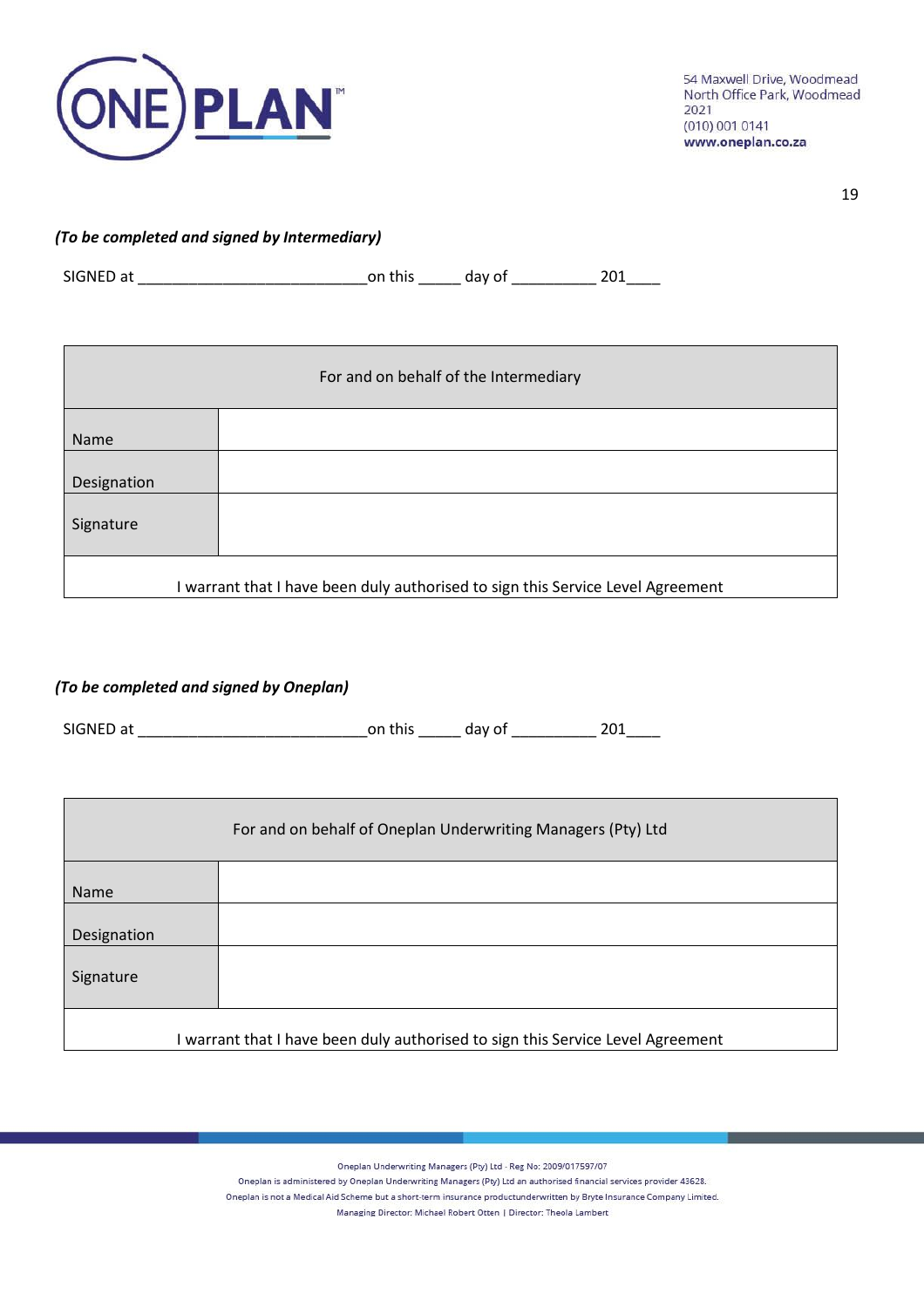*(To be completed and signed by Intermediary)*

SIGNED at ___________________________on this _____ day of __________ 201____

| For and on behalf of the Intermediary | |
|---|---|
| Name | |
| Designation | |
| Signature | |
| I warrant that I have been duly authorised to sign this Service Level Agreement | |

*(To be completed and signed by Oneplan)*

SIGNED at ___________________________on this _____ day of __________ 201____

| For and on behalf of Oneplan Underwriting Managers (Pty) Ltd | |
|---|---|
| Name | |
| Designation | |
| Signature | |
| I warrant that I have been duly authorised to sign this Service Level Agreement | |